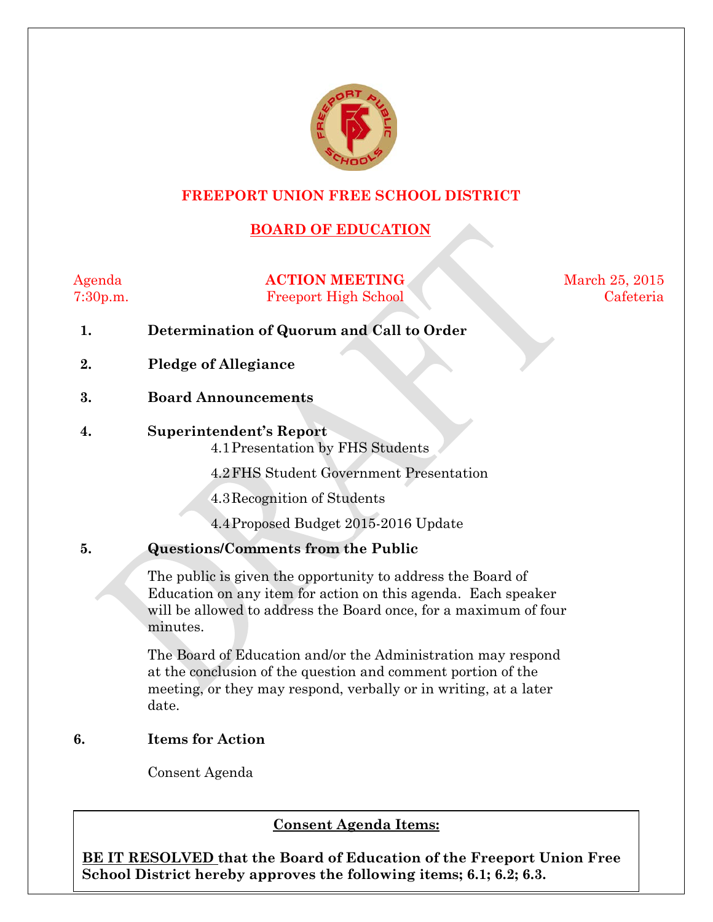# FREEPORT UNION FREE SCHOOL DISTRICT

## BOARD OF EDUCATION

Agenda  
7:30p.m.

**ACTION MEETING**  
Freeport High School

March 25, 2015  
Cafeteria

1. **Determination of Quorum and Call to Order**

2. **Pledge of Allegiance**

3. **Board Announcements**

4. **Superintendent's Report**
   - 4.1 Presentation by FHS Students
   - 4.2 FHS Student Government Presentation
   - 4.3 Recognition of Students
   - 4.4 Proposed Budget 2015-2016 Update

5. **Questions/Comments from the Public**

   The public is given the opportunity to address the Board of Education on any item for action on this agenda. Each speaker will be allowed to address the Board once, for a maximum of four minutes.

   The Board of Education and/or the Administration may respond at the conclusion of the question and comment portion of the meeting, or they may respond, verbally or in writing, at a later date.

6. **Items for Action**

   Consent Agenda

**Consent Agenda Items:**

**BE IT RESOLVED that the Board of Education of the Freeport Union Free School District hereby approves the following items; 6.1; 6.2; 6.3.**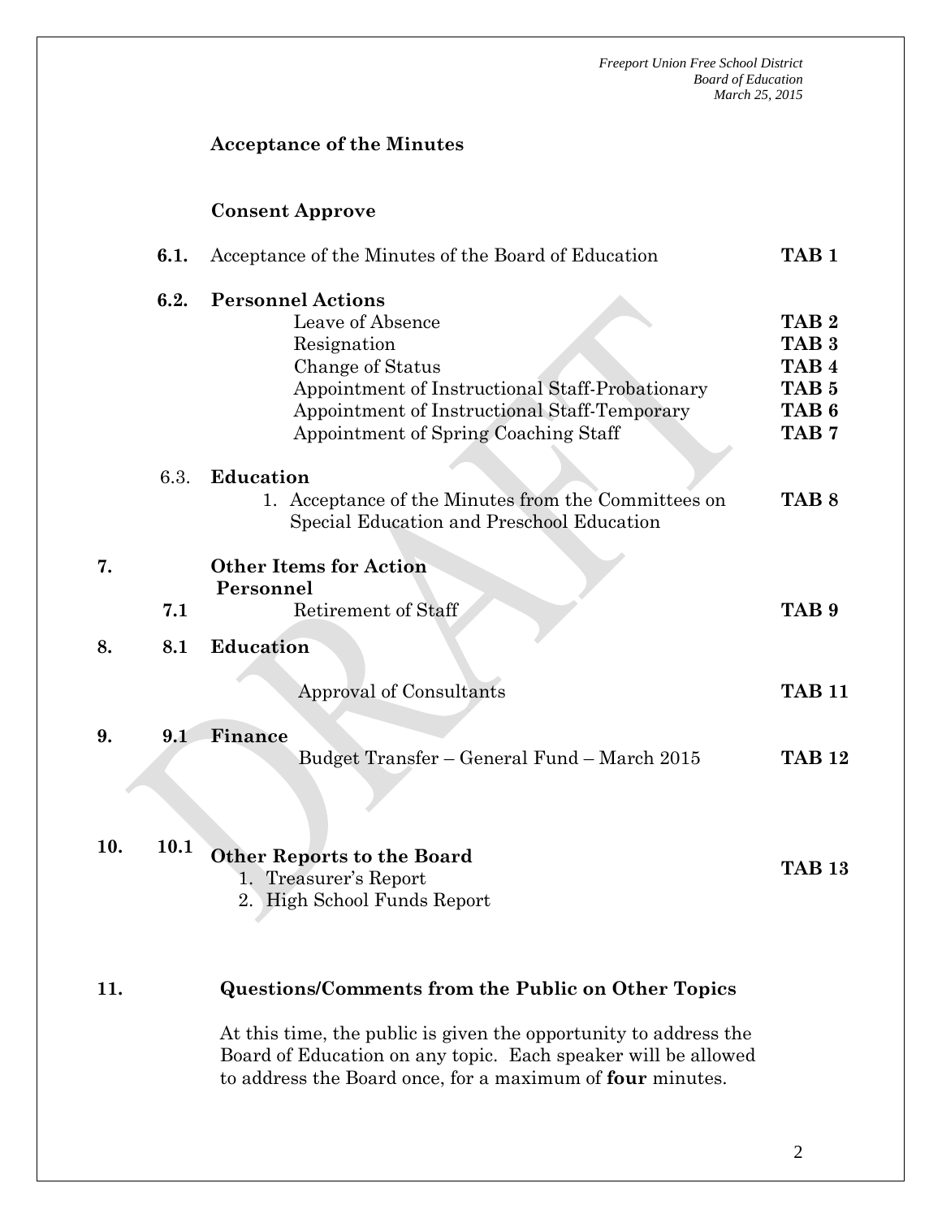**Acceptance of the Minutes**

**Consent Approve**

**6.1.** Acceptance of the Minutes of the Board of Education **TAB 1**

**6.2. Personnel Actions**

- Leave of Absence **TAB 2**
- Resignation **TAB 3**
- Change of Status **TAB 4**
- Appointment of Instructional Staff-Probationary **TAB 5**
- Appointment of Instructional Staff-Temporary **TAB 6**
- Appointment of Spring Coaching Staff **TAB 7**

6.3. **Education**

1. Acceptance of the Minutes from the Committees on Special Education and Preschool Education **TAB 8**

**7. Other Items for Action**

**Personnel**

**7.1** Retirement of Staff **TAB 9**

**8. 8.1 Education**

Approval of Consultants **TAB 11**

**9. 9.1 Finance**

Budget Transfer – General Fund – March 2015 **TAB 12**

**10. 10.1 Other Reports to the Board** **TAB 13**

1. Treasurer's Report
2. High School Funds Report

**11. Questions/Comments from the Public on Other Topics**

At this time, the public is given the opportunity to address the Board of Education on any topic. Each speaker will be allowed to address the Board once, for a maximum of **four** minutes.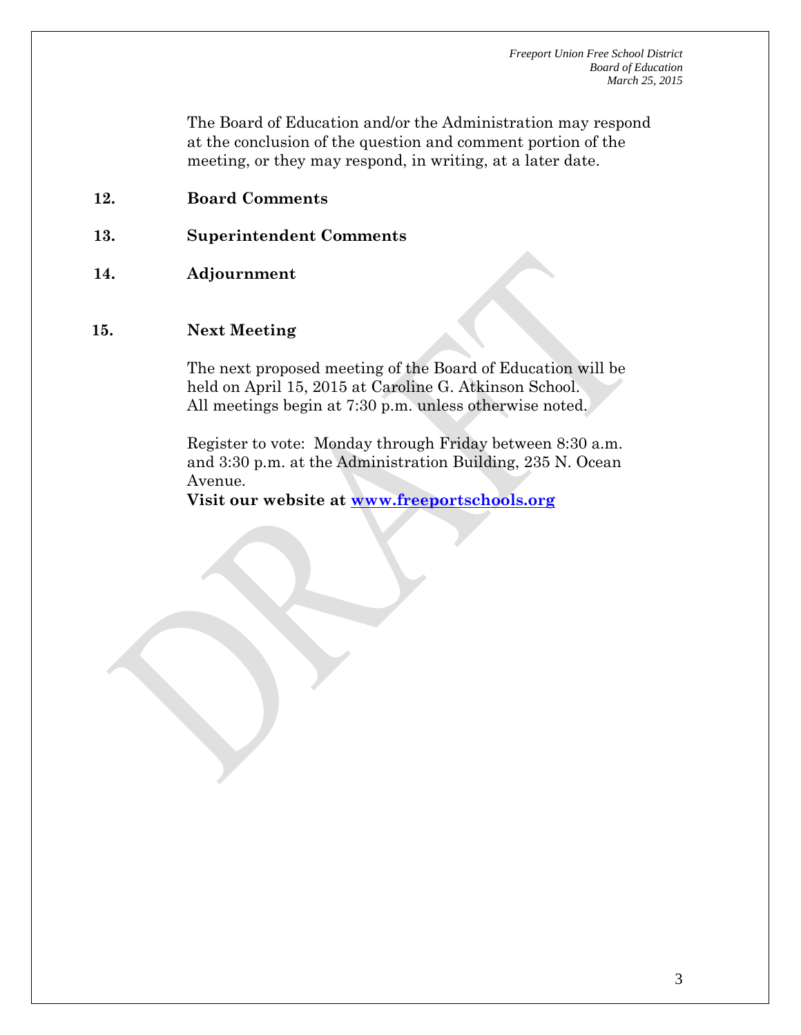The Board of Education and/or the Administration may respond at the conclusion of the question and comment portion of the meeting, or they may respond, in writing, at a later date.

**12. Board Comments**

**13. Superintendent Comments**

**14. Adjournment**

**15. Next Meeting**

The next proposed meeting of the Board of Education will be held on April 15, 2015 at Caroline G. Atkinson School. All meetings begin at 7:30 p.m. unless otherwise noted.

Register to vote: Monday through Friday between 8:30 a.m. and 3:30 p.m. at the Administration Building, 235 N. Ocean Avenue.

**Visit our website at [www.freeportschools.org](http://www.freeportschools.org)**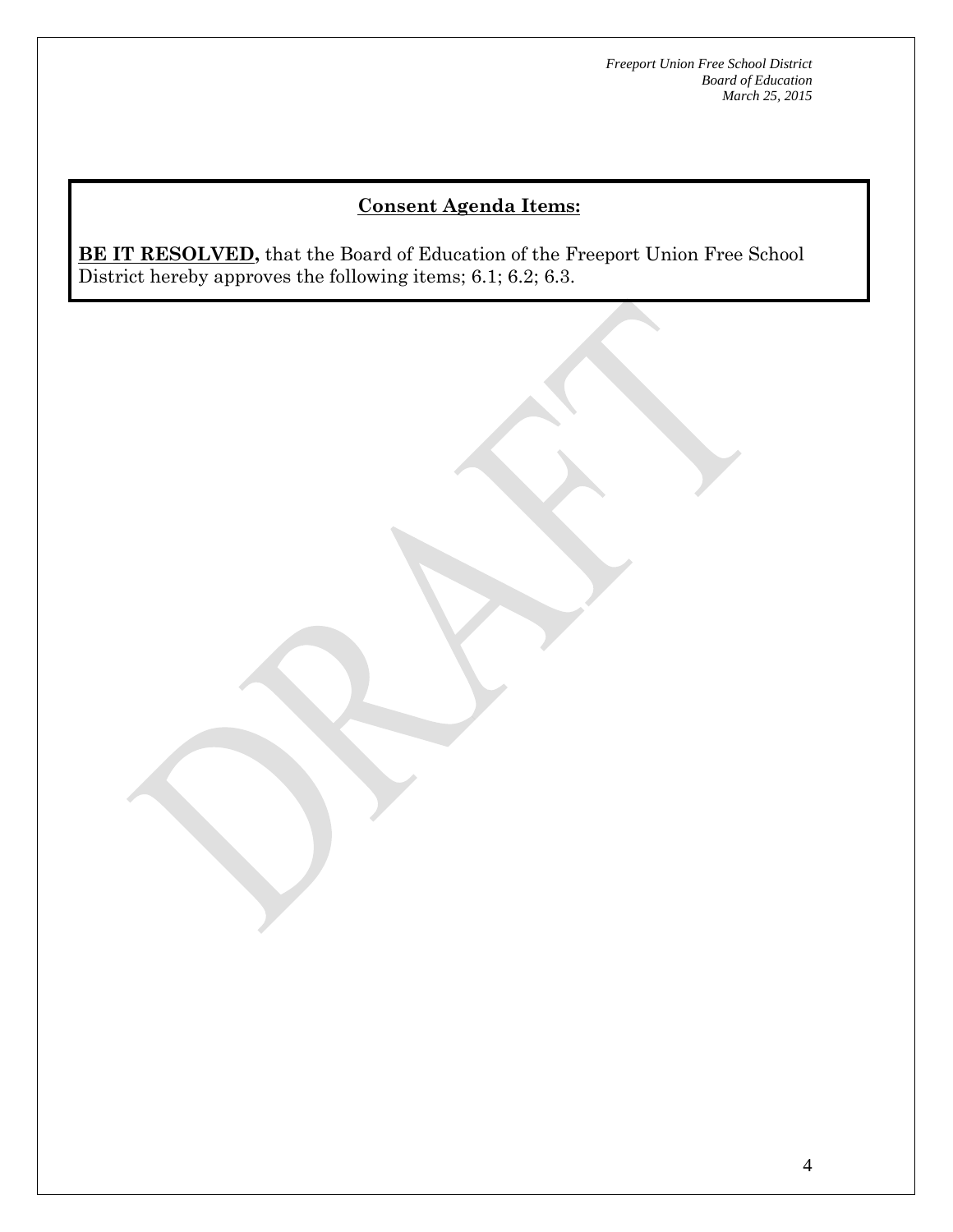## Consent Agenda Items:

**BE IT RESOLVED,** that the Board of Education of the Freeport Union Free School District hereby approves the following items; 6.1; 6.2; 6.3.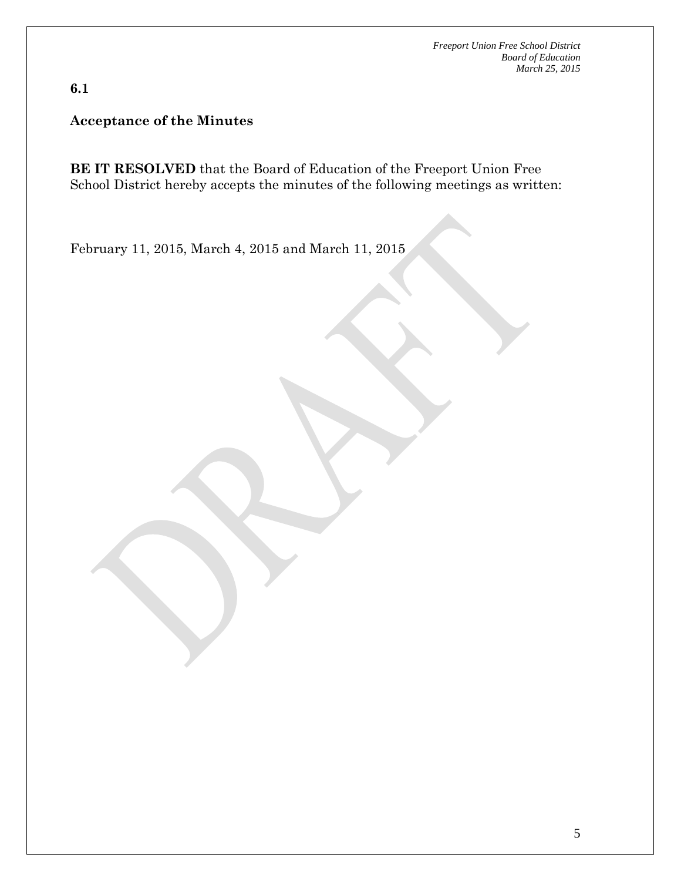**6.1**

**Acceptance of the Minutes**

**BE IT RESOLVED** that the Board of Education of the Freeport Union Free School District hereby accepts the minutes of the following meetings as written:

February 11, 2015, March 4, 2015 and March 11, 2015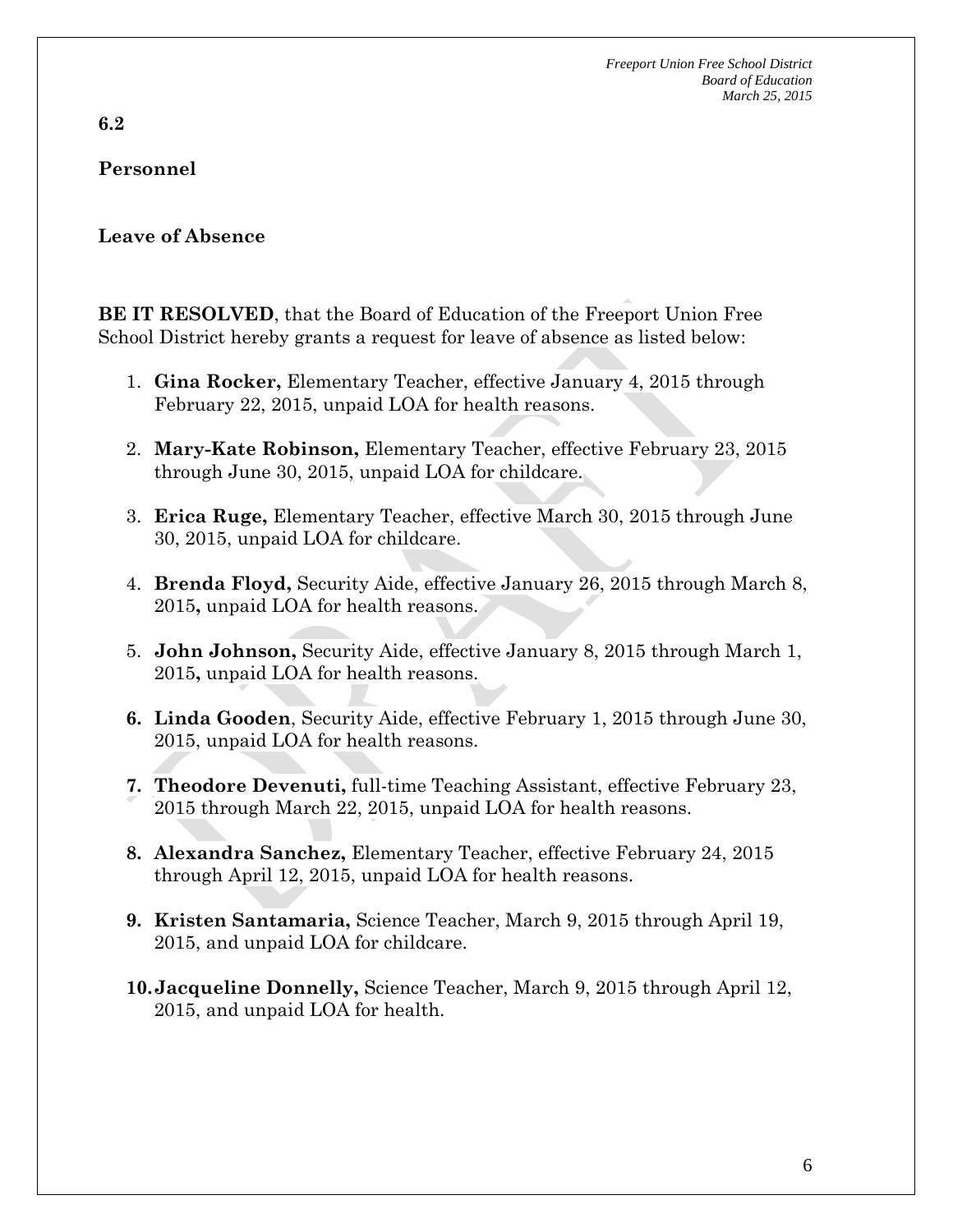**6.2**

**Personnel**

**Leave of Absence**

**BE IT RESOLVED**, that the Board of Education of the Freeport Union Free School District hereby grants a request for leave of absence as listed below:

1. **Gina Rocker,** Elementary Teacher, effective January 4, 2015 through February 22, 2015, unpaid LOA for health reasons.
2. **Mary-Kate Robinson,** Elementary Teacher, effective February 23, 2015 through June 30, 2015, unpaid LOA for childcare.
3. **Erica Ruge,** Elementary Teacher, effective March 30, 2015 through June 30, 2015, unpaid LOA for childcare.
4. **Brenda Floyd,** Security Aide, effective January 26, 2015 through March 8, 2015**,** unpaid LOA for health reasons.
5. **John Johnson,** Security Aide, effective January 8, 2015 through March 1, 2015**,** unpaid LOA for health reasons.
6. **Linda Gooden**, Security Aide, effective February 1, 2015 through June 30, 2015, unpaid LOA for health reasons.
7. **Theodore Devenuti,** full-time Teaching Assistant, effective February 23, 2015 through March 22, 2015, unpaid LOA for health reasons.
8. **Alexandra Sanchez,** Elementary Teacher, effective February 24, 2015 through April 12, 2015, unpaid LOA for health reasons.
9. **Kristen Santamaria,** Science Teacher, March 9, 2015 through April 19, 2015, and unpaid LOA for childcare.
10. **Jacqueline Donnelly,** Science Teacher, March 9, 2015 through April 12, 2015, and unpaid LOA for health.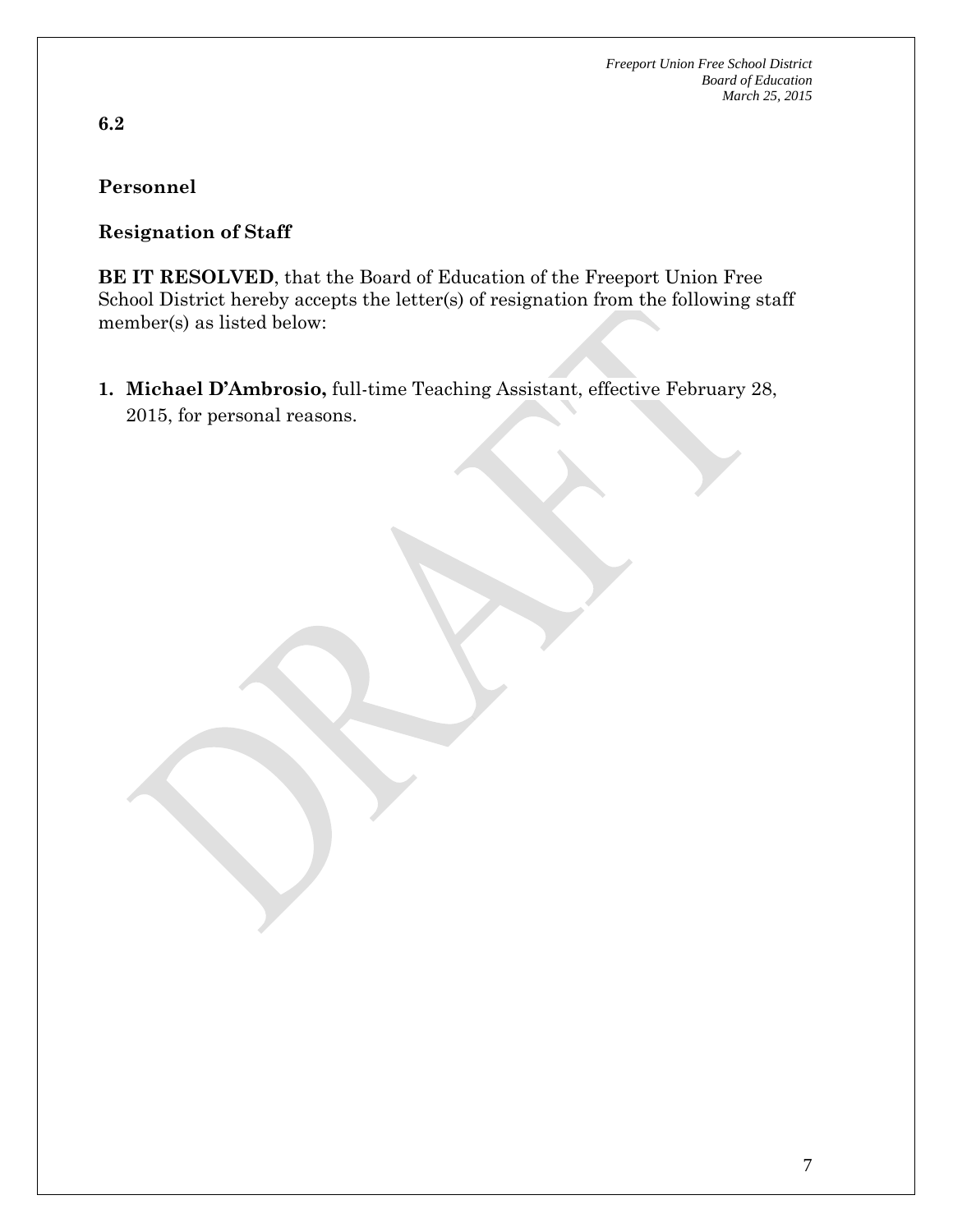**6.2**

**Personnel**

**Resignation of Staff**

**BE IT RESOLVED**, that the Board of Education of the Freeport Union Free School District hereby accepts the letter(s) of resignation from the following staff member(s) as listed below:

1. **Michael D'Ambrosio,** full-time Teaching Assistant, effective February 28, 2015, for personal reasons.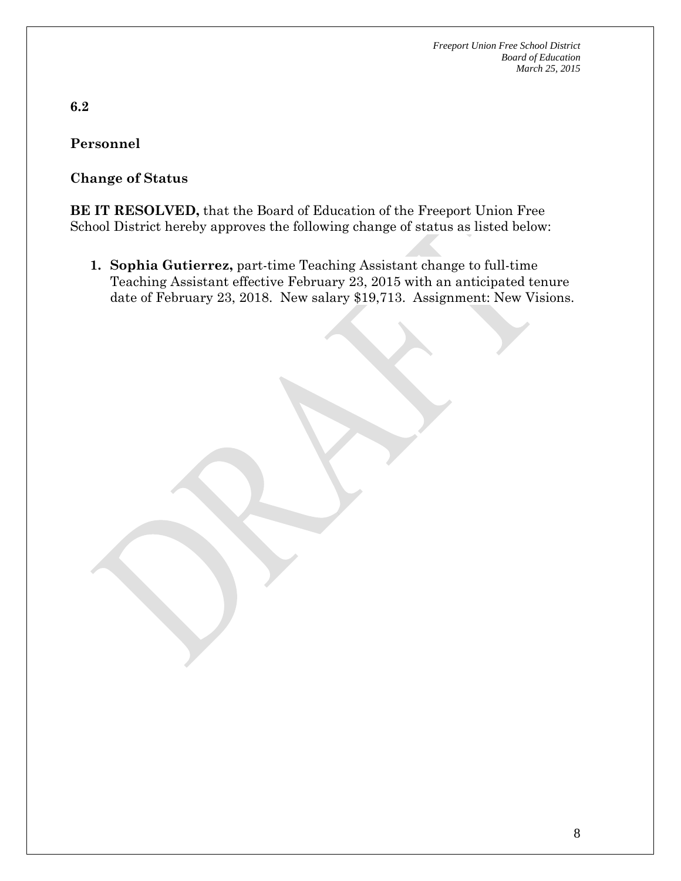**6.2**

**Personnel**

**Change of Status**

**BE IT RESOLVED,** that the Board of Education of the Freeport Union Free School District hereby approves the following change of status as listed below:

1. **Sophia Gutierrez,** part-time Teaching Assistant change to full-time Teaching Assistant effective February 23, 2015 with an anticipated tenure date of February 23, 2018. New salary $19,713. Assignment: New Visions.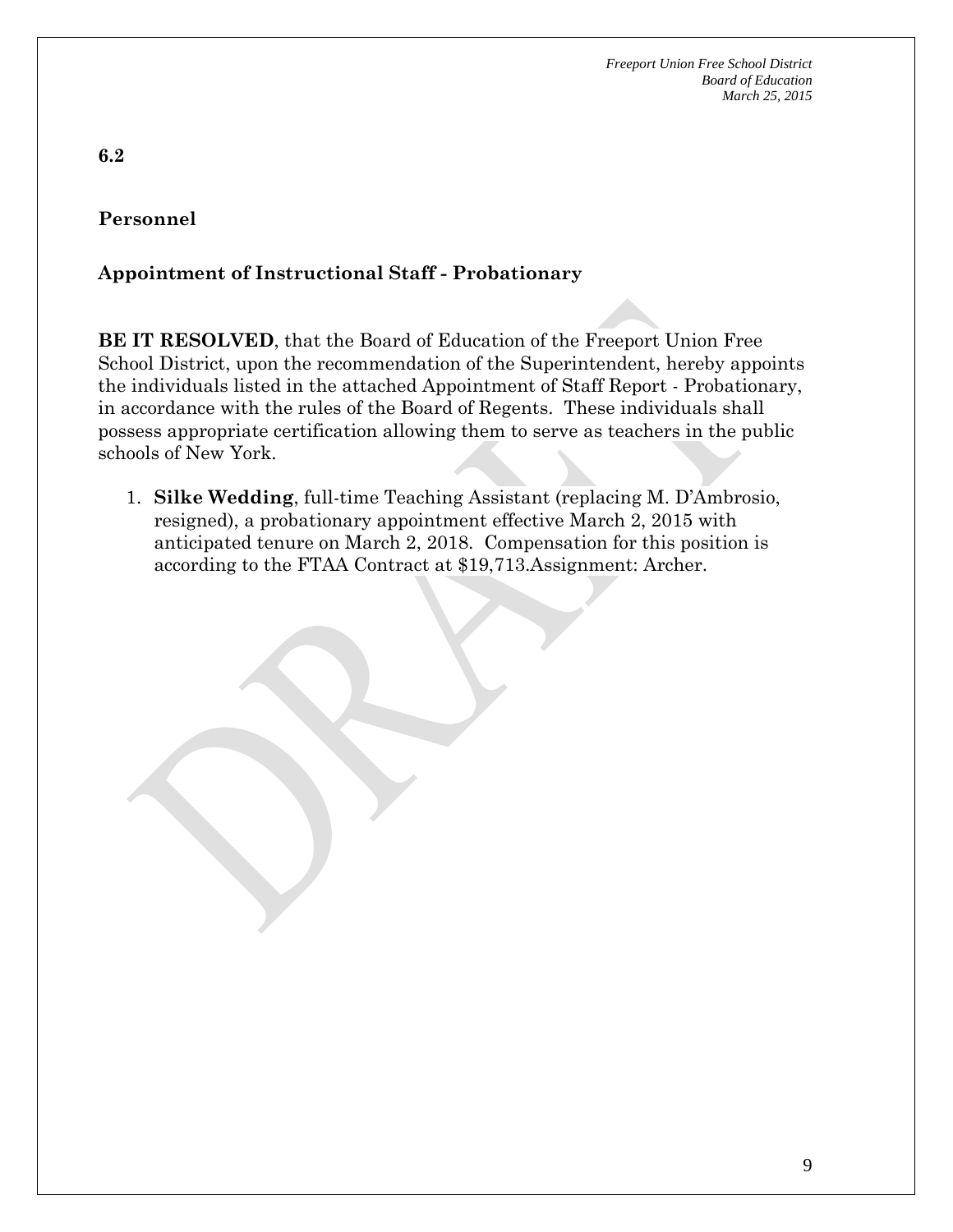**6.2**

## Personnel

### Appointment of Instructional Staff - Probationary

**BE IT RESOLVED**, that the Board of Education of the Freeport Union Free School District, upon the recommendation of the Superintendent, hereby appoints the individuals listed in the attached Appointment of Staff Report - Probationary, in accordance with the rules of the Board of Regents. These individuals shall possess appropriate certification allowing them to serve as teachers in the public schools of New York.

1. **Silke Wedding**, full-time Teaching Assistant (replacing M. D'Ambrosio, resigned), a probationary appointment effective March 2, 2015 with anticipated tenure on March 2, 2018. Compensation for this position is according to the FTAA Contract at $19,713.Assignment: Archer.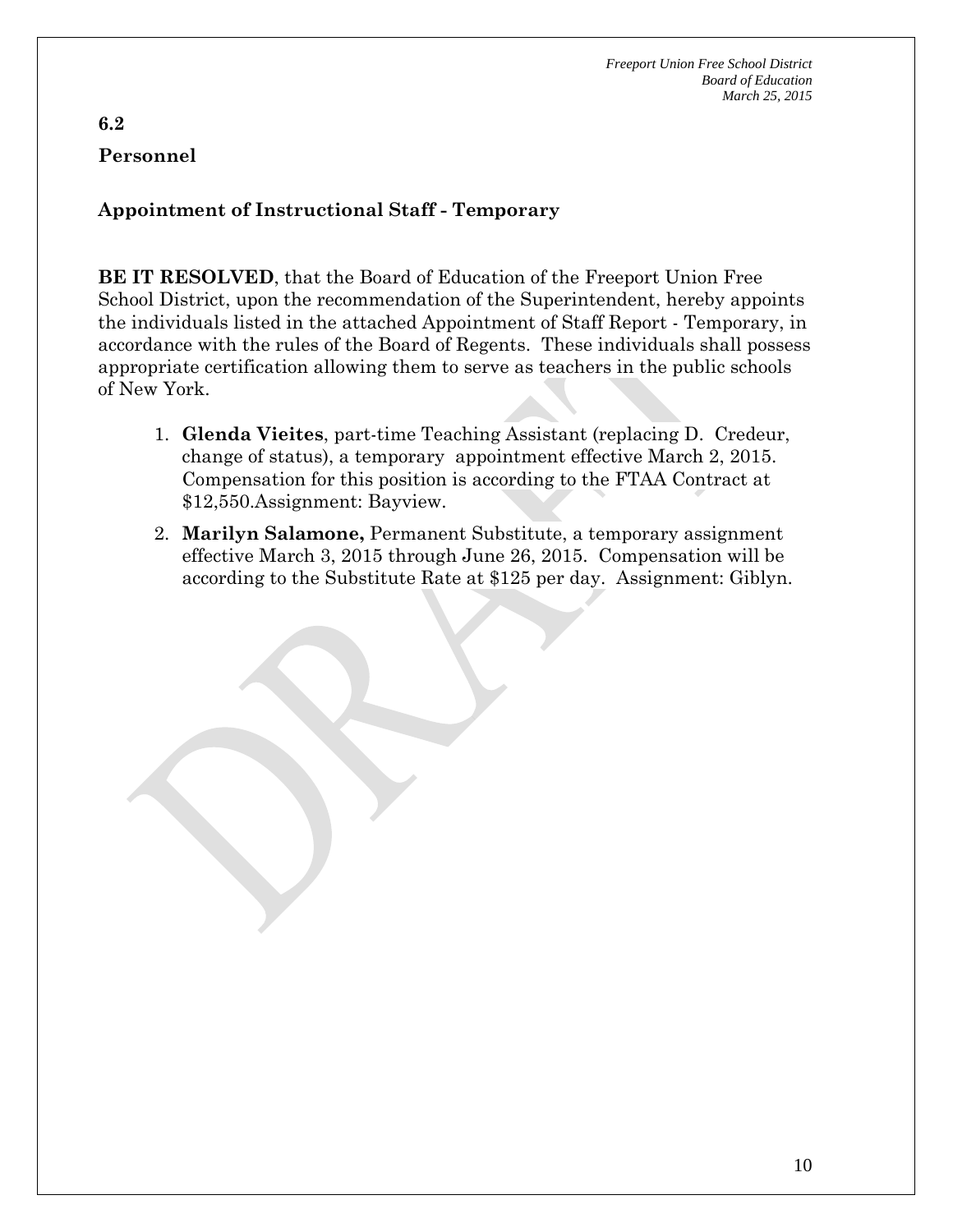## 6.2

## Personnel

### Appointment of Instructional Staff - Temporary

**BE IT RESOLVED**, that the Board of Education of the Freeport Union Free School District, upon the recommendation of the Superintendent, hereby appoints the individuals listed in the attached Appointment of Staff Report - Temporary, in accordance with the rules of the Board of Regents. These individuals shall possess appropriate certification allowing them to serve as teachers in the public schools of New York.

1. **Glenda Vieites**, part-time Teaching Assistant (replacing D. Credeur, change of status), a temporary appointment effective March 2, 2015. Compensation for this position is according to the FTAA Contract at $12,550.Assignment: Bayview.
2. **Marilyn Salamone,** Permanent Substitute, a temporary assignment effective March 3, 2015 through June 26, 2015. Compensation will be according to the Substitute Rate at $125 per day. Assignment: Giblyn.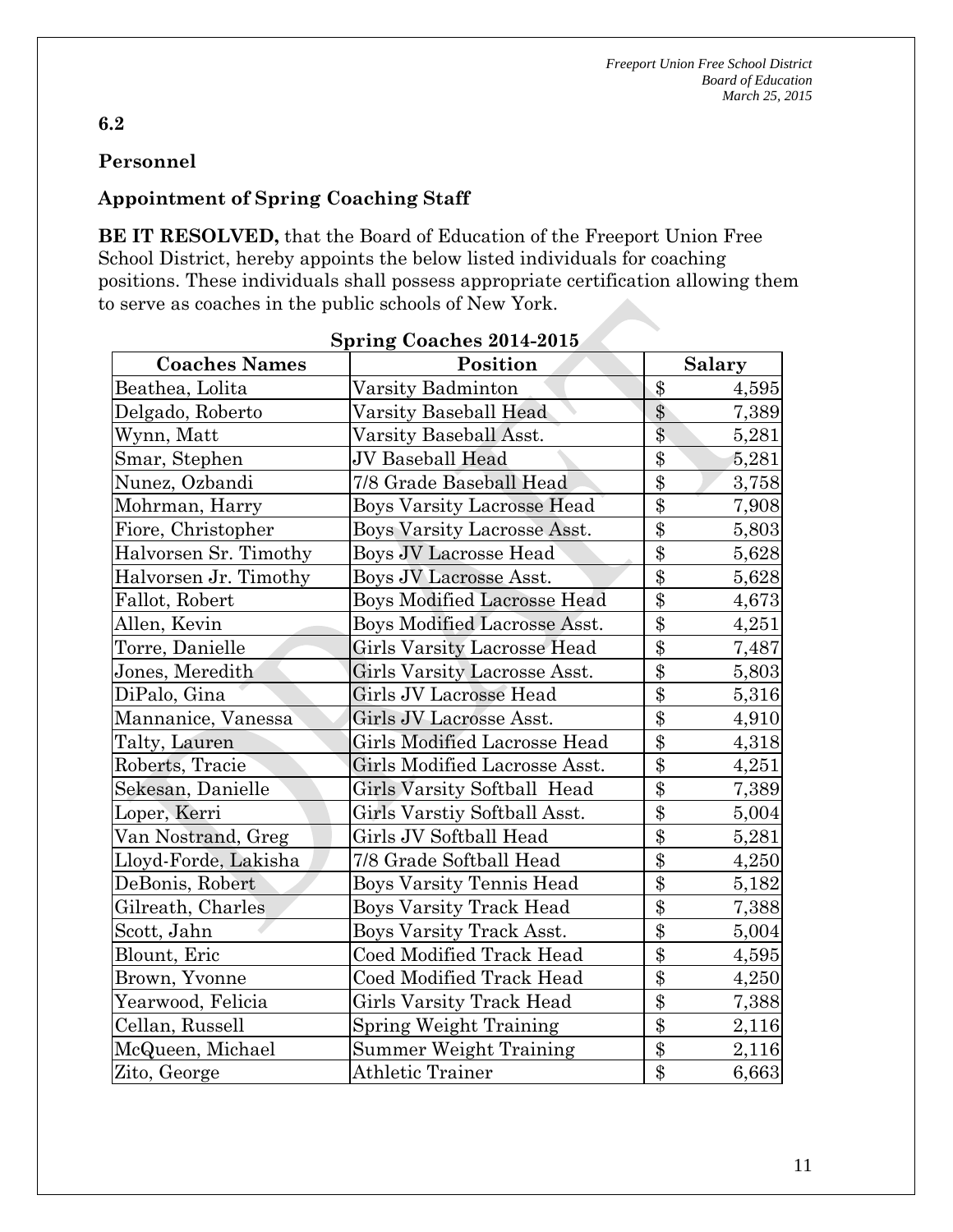**6.2**

**Personnel**

**Appointment of Spring Coaching Staff**

**BE IT RESOLVED,** that the Board of Education of the Freeport Union Free School District, hereby appoints the below listed individuals for coaching positions. These individuals shall possess appropriate certification allowing them to serve as coaches in the public schools of New York.

**Spring Coaches 2014-2015**

| Coaches Names | Position | Salary |
|---|---|---|
| Beathea, Lolita | Varsity Badminton | $ 4,595 |
| Delgado, Roberto | Varsity Baseball Head | $ 7,389 |
| Wynn, Matt | Varsity Baseball Asst. | $ 5,281 |
| Smar, Stephen | JV Baseball Head | $ 5,281 |
| Nunez, Ozbandi | 7/8 Grade Baseball Head | $ 3,758 |
| Mohrman, Harry | Boys Varsity Lacrosse Head | $ 7,908 |
| Fiore, Christopher | Boys Varsity Lacrosse Asst. | $ 5,803 |
| Halvorsen Sr. Timothy | Boys JV Lacrosse Head | $ 5,628 |
| Halvorsen Jr. Timothy | Boys JV Lacrosse Asst. | $ 5,628 |
| Fallot, Robert | Boys Modified Lacrosse Head | $ 4,673 |
| Allen, Kevin | Boys Modified Lacrosse Asst. | $ 4,251 |
| Torre, Danielle | Girls Varsity Lacrosse Head | $ 7,487 |
| Jones, Meredith | Girls Varsity Lacrosse Asst. | $ 5,803 |
| DiPalo, Gina | Girls JV Lacrosse Head | $ 5,316 |
| Mannanice, Vanessa | Girls JV Lacrosse Asst. | $ 4,910 |
| Talty, Lauren | Girls Modified Lacrosse Head | $ 4,318 |
| Roberts, Tracie | Girls Modified Lacrosse Asst. | $ 4,251 |
| Sekesan, Danielle | Girls Varsity Softball Head | $ 7,389 |
| Loper, Kerri | Girls Varstiy Softball Asst. | $ 5,004 |
| Van Nostrand, Greg | Girls JV Softball Head | $ 5,281 |
| Lloyd-Forde, Lakisha | 7/8 Grade Softball Head | $ 4,250 |
| DeBonis, Robert | Boys Varsity Tennis Head | $ 5,182 |
| Gilreath, Charles | Boys Varsity Track Head | $ 7,388 |
| Scott, Jahn | Boys Varsity Track Asst. | $ 5,004 |
| Blount, Eric | Coed Modified Track Head | $ 4,595 |
| Brown, Yvonne | Coed Modified Track Head | $ 4,250 |
| Yearwood, Felicia | Girls Varsity Track Head | $ 7,388 |
| Cellan, Russell | Spring Weight Training | $ 2,116 |
| McQueen, Michael | Summer Weight Training | $ 2,116 |
| Zito, George | Athletic Trainer | $ 6,663 |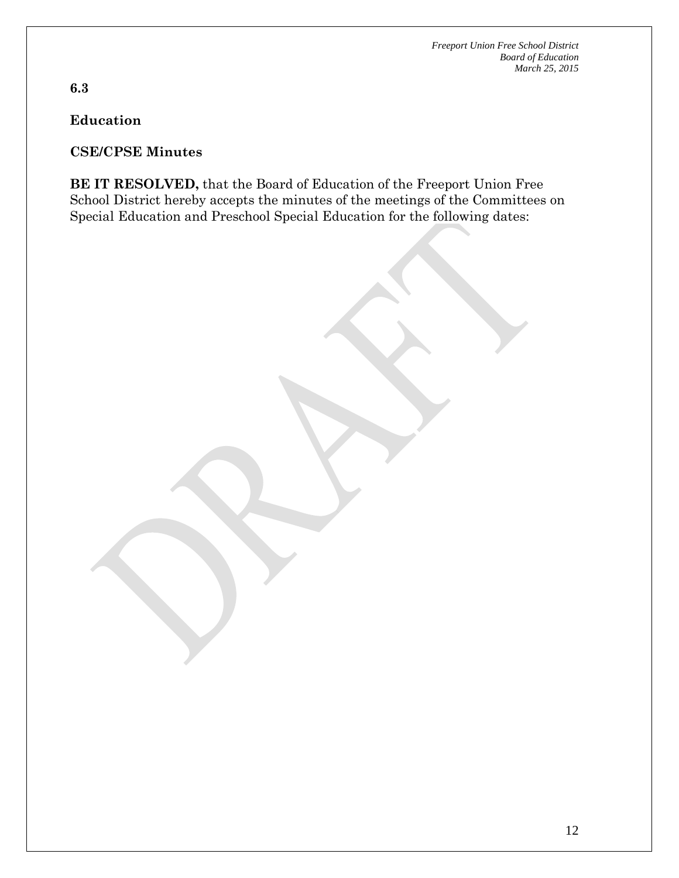**6.3**

**Education**

**CSE/CPSE Minutes**

**BE IT RESOLVED,** that the Board of Education of the Freeport Union Free School District hereby accepts the minutes of the meetings of the Committees on Special Education and Preschool Special Education for the following dates: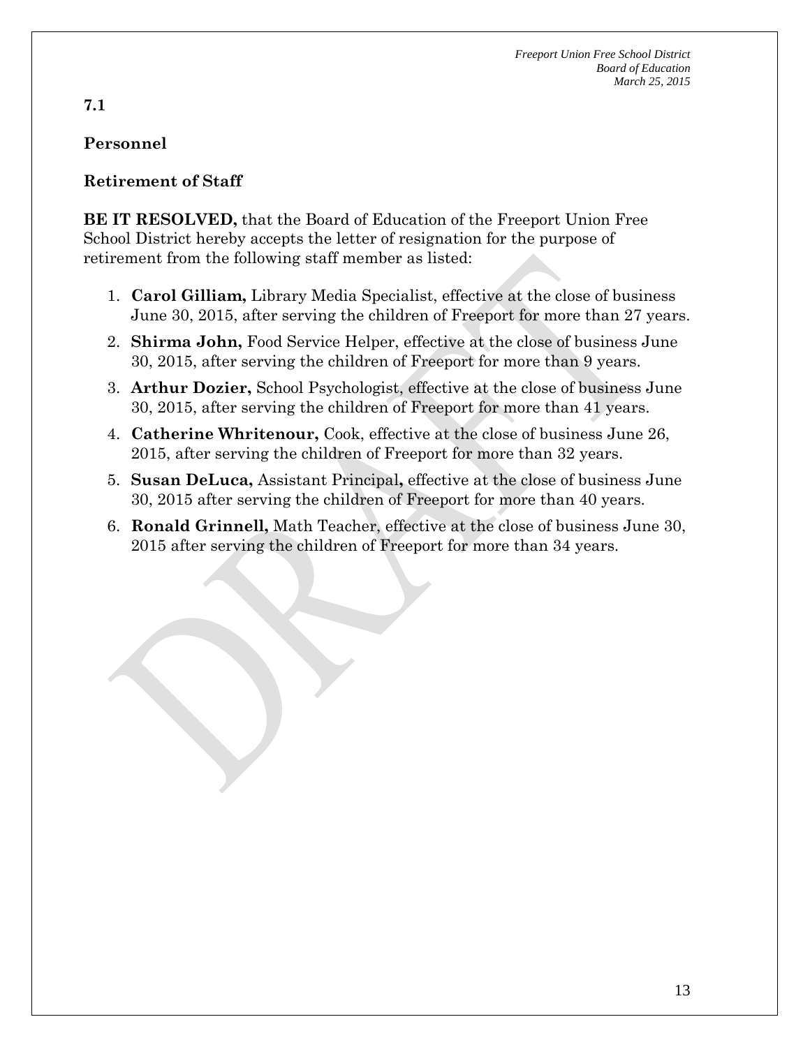**7.1**

**Personnel**

**Retirement of Staff**

**BE IT RESOLVED,** that the Board of Education of the Freeport Union Free School District hereby accepts the letter of resignation for the purpose of retirement from the following staff member as listed:

1. **Carol Gilliam,** Library Media Specialist, effective at the close of business June 30, 2015, after serving the children of Freeport for more than 27 years.
2. **Shirma John,** Food Service Helper, effective at the close of business June 30, 2015, after serving the children of Freeport for more than 9 years.
3. **Arthur Dozier,** School Psychologist, effective at the close of business June 30, 2015, after serving the children of Freeport for more than 41 years.
4. **Catherine Whritenour,** Cook, effective at the close of business June 26, 2015, after serving the children of Freeport for more than 32 years.
5. **Susan DeLuca,** Assistant Principal**,** effective at the close of business June 30, 2015 after serving the children of Freeport for more than 40 years.
6. **Ronald Grinnell,** Math Teacher, effective at the close of business June 30, 2015 after serving the children of Freeport for more than 34 years.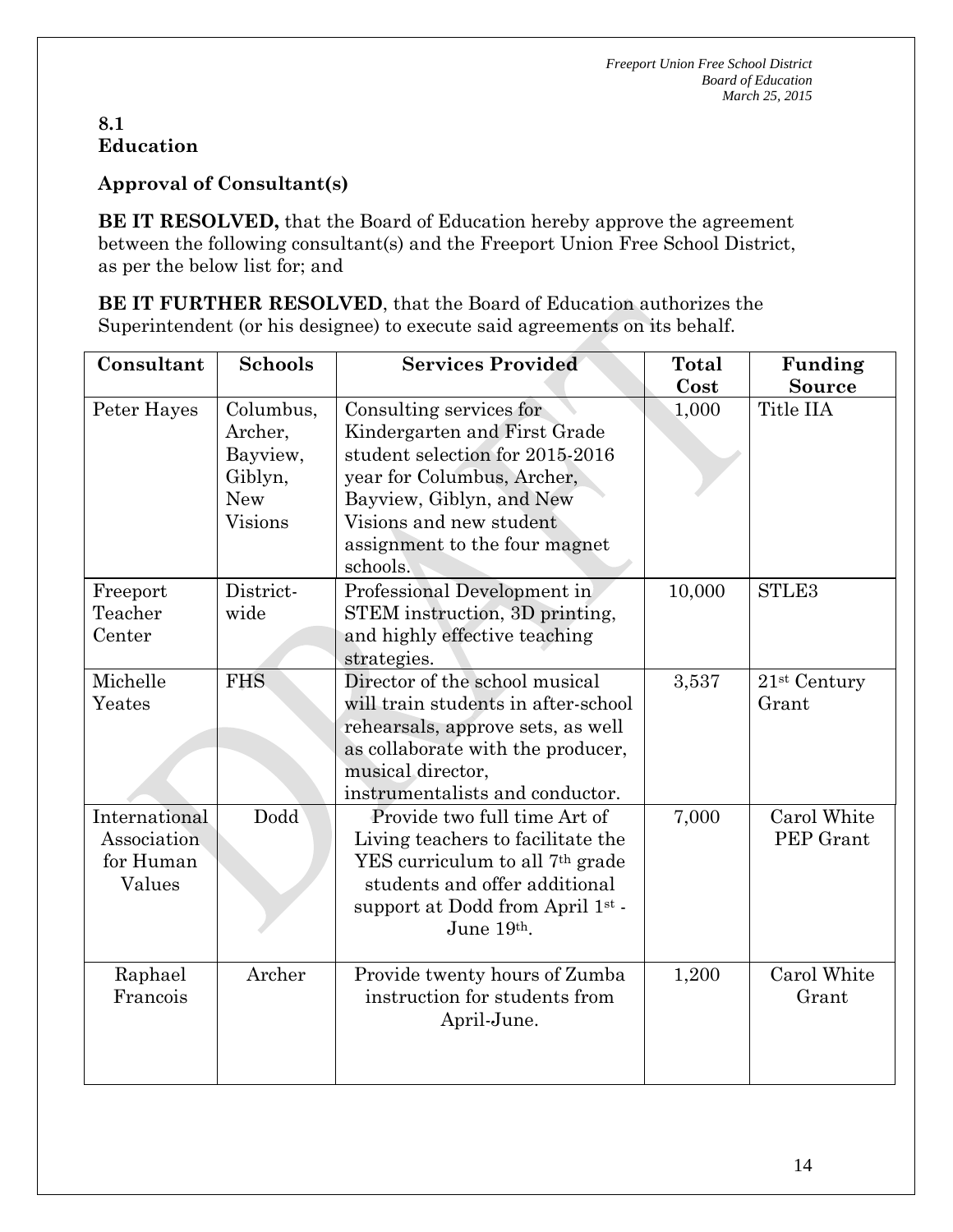**8.1**
**Education**

**Approval of Consultant(s)**

**BE IT RESOLVED,** that the Board of Education hereby approve the agreement between the following consultant(s) and the Freeport Union Free School District, as per the below list for; and

**BE IT FURTHER RESOLVED**, that the Board of Education authorizes the Superintendent (or his designee) to execute said agreements on its behalf.

| Consultant | Schools | Services Provided | Total Cost | Funding Source |
|---|---|---|---|---|
| Peter Hayes | Columbus, Archer, Bayview, Giblyn, New Visions | Consulting services for Kindergarten and First Grade student selection for 2015-2016 year for Columbus, Archer, Bayview, Giblyn, and New Visions and new student assignment to the four magnet schools. | 1,000 | Title IIA |
| Freeport Teacher Center | District-wide | Professional Development in STEM instruction, 3D printing, and highly effective teaching strategies. | 10,000 | STLE3 |
| Michelle Yeates | FHS | Director of the school musical will train students in after-school rehearsals, approve sets, as well as collaborate with the producer, musical director, instrumentalists and conductor. | 3,537 | 21st Century Grant |
| International Association for Human Values | Dodd | Provide two full time Art of Living teachers to facilitate the YES curriculum to all 7th grade students and offer additional support at Dodd from April 1st - June 19th. | 7,000 | Carol White PEP Grant |
| Raphael Francois | Archer | Provide twenty hours of Zumba instruction for students from April-June. | 1,200 | Carol White Grant |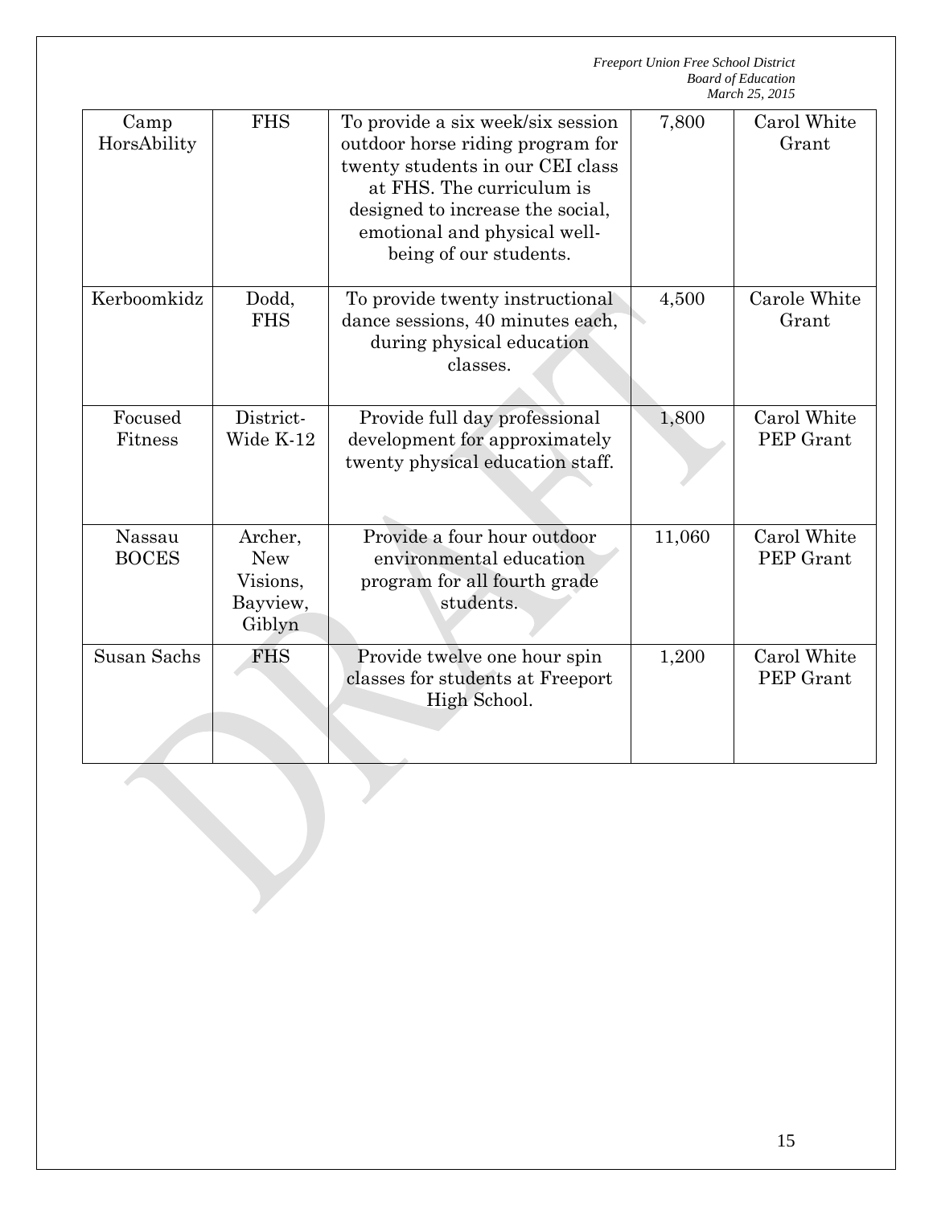| Camp HorsAbility | FHS | To provide a six week/six session outdoor horse riding program for twenty students in our CEI class at FHS. The curriculum is designed to increase the social, emotional and physical well-being of our students. | 7,800 | Carol White Grant |
|---|---|---|---|---|
| Kerboomkidz | Dodd, FHS | To provide twenty instructional dance sessions, 40 minutes each, during physical education classes. | 4,500 | Carole White Grant |
| Focused Fitness | District-Wide K-12 | Provide full day professional development for approximately twenty physical education staff. | 1,800 | Carol White PEP Grant |
| Nassau BOCES | Archer, New Visions, Bayview, Giblyn | Provide a four hour outdoor environmental education program for all fourth grade students. | 11,060 | Carol White PEP Grant |
| Susan Sachs | FHS | Provide twelve one hour spin classes for students at Freeport High School. | 1,200 | Carol White PEP Grant |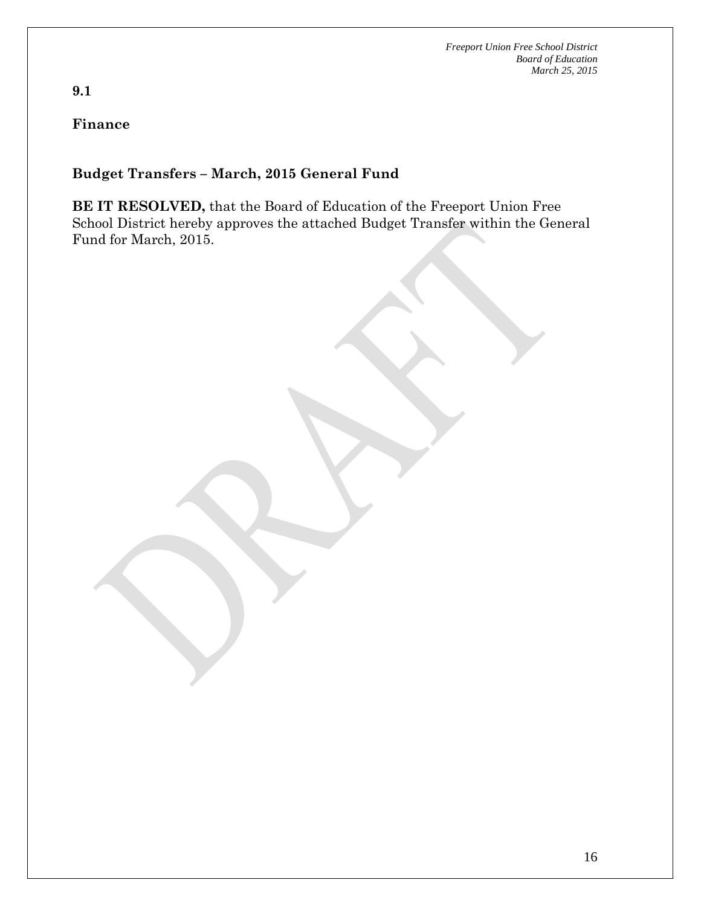**9.1**

**Finance**

**Budget Transfers – March, 2015 General Fund**

**BE IT RESOLVED,** that the Board of Education of the Freeport Union Free School District hereby approves the attached Budget Transfer within the General Fund for March, 2015.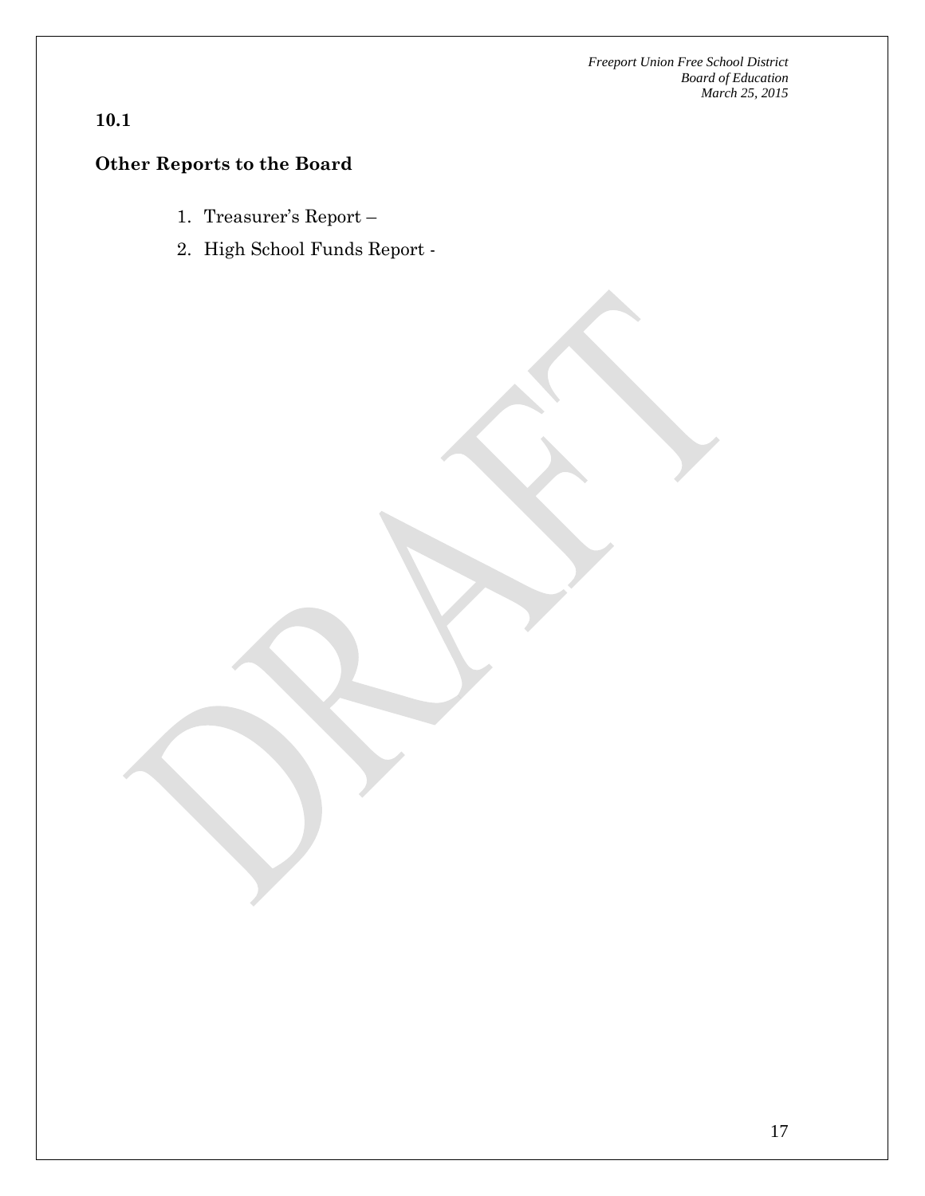**10.1**

## Other Reports to the Board

1. Treasurer's Report –
2. High School Funds Report -